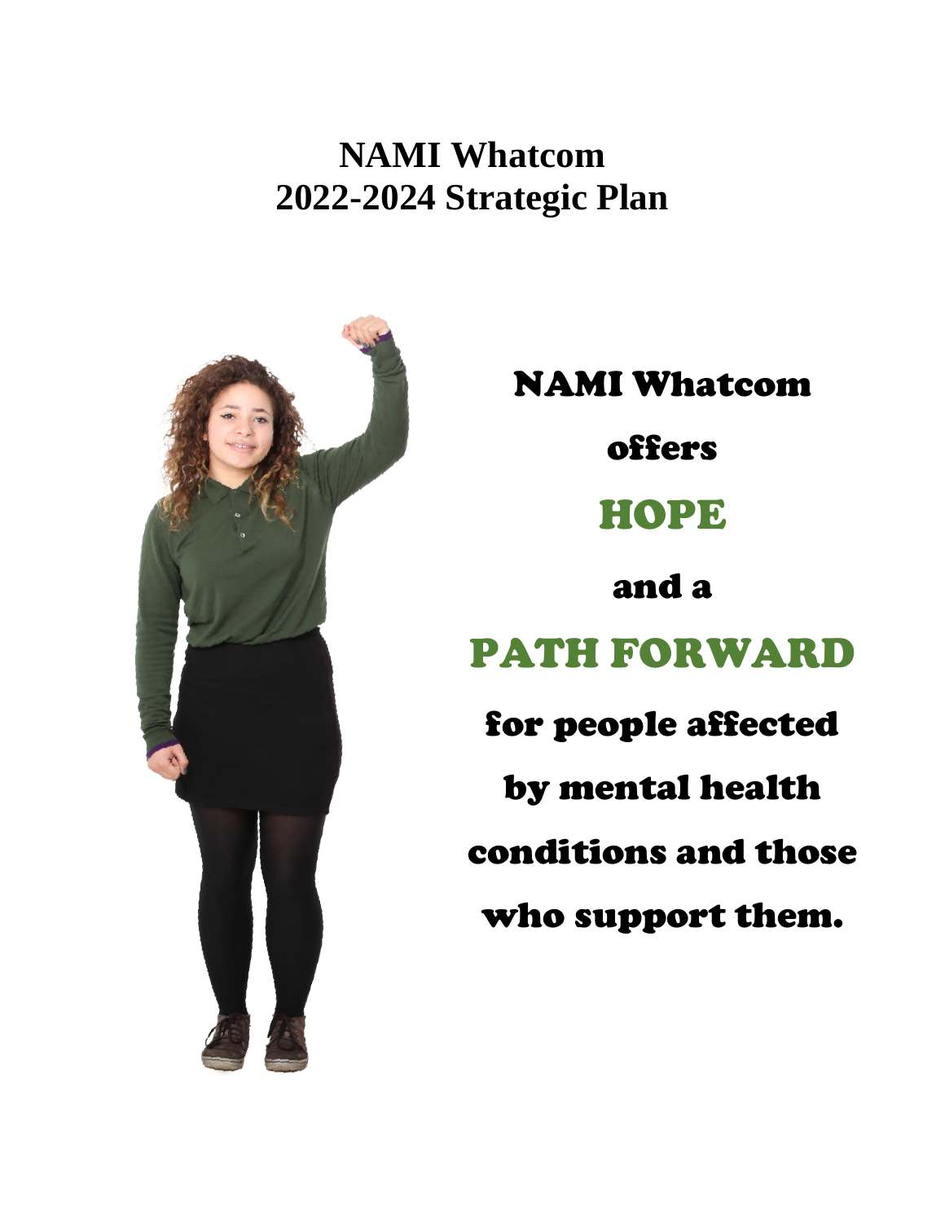# NAMI Whatcom
# 2022-2024 Strategic Plan

**NAMI Whatcom offers HOPE and a PATH FORWARD for people affected by mental health conditions and those who support them.**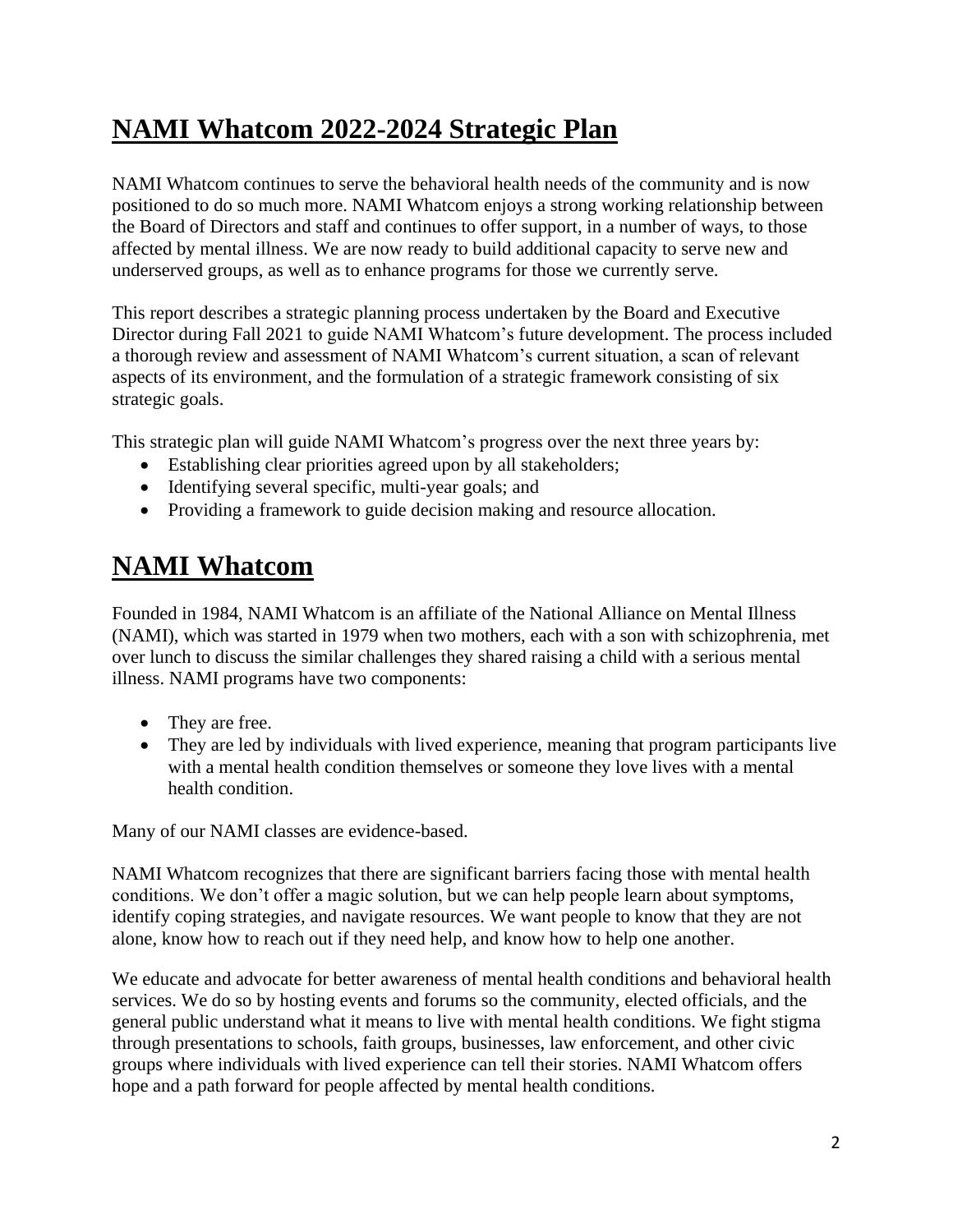# NAMI Whatcom 2022-2024 Strategic Plan

NAMI Whatcom continues to serve the behavioral health needs of the community and is now positioned to do so much more. NAMI Whatcom enjoys a strong working relationship between the Board of Directors and staff and continues to offer support, in a number of ways, to those affected by mental illness. We are now ready to build additional capacity to serve new and underserved groups, as well as to enhance programs for those we currently serve.

This report describes a strategic planning process undertaken by the Board and Executive Director during Fall 2021 to guide NAMI Whatcom's future development. The process included a thorough review and assessment of NAMI Whatcom's current situation, a scan of relevant aspects of its environment, and the formulation of a strategic framework consisting of six strategic goals.

This strategic plan will guide NAMI Whatcom's progress over the next three years by:

- Establishing clear priorities agreed upon by all stakeholders;
- Identifying several specific, multi-year goals; and
- Providing a framework to guide decision making and resource allocation.

# NAMI Whatcom

Founded in 1984, NAMI Whatcom is an affiliate of the National Alliance on Mental Illness (NAMI), which was started in 1979 when two mothers, each with a son with schizophrenia, met over lunch to discuss the similar challenges they shared raising a child with a serious mental illness. NAMI programs have two components:

- They are free.
- They are led by individuals with lived experience, meaning that program participants live with a mental health condition themselves or someone they love lives with a mental health condition.

Many of our NAMI classes are evidence-based.

NAMI Whatcom recognizes that there are significant barriers facing those with mental health conditions. We don't offer a magic solution, but we can help people learn about symptoms, identify coping strategies, and navigate resources. We want people to know that they are not alone, know how to reach out if they need help, and know how to help one another.

We educate and advocate for better awareness of mental health conditions and behavioral health services. We do so by hosting events and forums so the community, elected officials, and the general public understand what it means to live with mental health conditions. We fight stigma through presentations to schools, faith groups, businesses, law enforcement, and other civic groups where individuals with lived experience can tell their stories. NAMI Whatcom offers hope and a path forward for people affected by mental health conditions.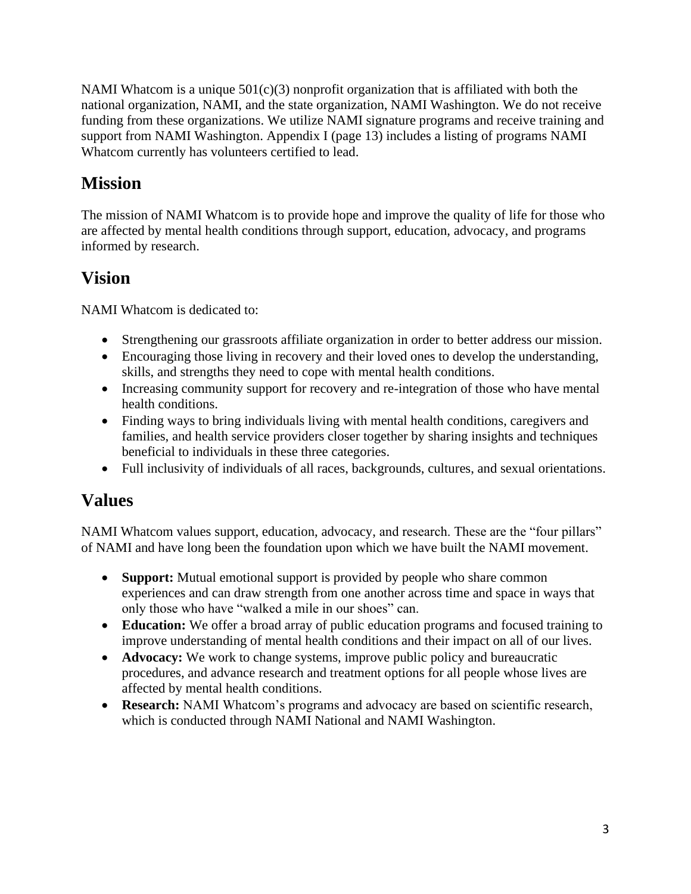NAMI Whatcom is a unique 501(c)(3) nonprofit organization that is affiliated with both the national organization, NAMI, and the state organization, NAMI Washington. We do not receive funding from these organizations. We utilize NAMI signature programs and receive training and support from NAMI Washington. Appendix I (page 13) includes a listing of programs NAMI Whatcom currently has volunteers certified to lead.

## Mission

The mission of NAMI Whatcom is to provide hope and improve the quality of life for those who are affected by mental health conditions through support, education, advocacy, and programs informed by research.

## Vision

NAMI Whatcom is dedicated to:

- Strengthening our grassroots affiliate organization in order to better address our mission.
- Encouraging those living in recovery and their loved ones to develop the understanding, skills, and strengths they need to cope with mental health conditions.
- Increasing community support for recovery and re-integration of those who have mental health conditions.
- Finding ways to bring individuals living with mental health conditions, caregivers and families, and health service providers closer together by sharing insights and techniques beneficial to individuals in these three categories.
- Full inclusivity of individuals of all races, backgrounds, cultures, and sexual orientations.

## Values

NAMI Whatcom values support, education, advocacy, and research. These are the "four pillars" of NAMI and have long been the foundation upon which we have built the NAMI movement.

- **Support:** Mutual emotional support is provided by people who share common experiences and can draw strength from one another across time and space in ways that only those who have "walked a mile in our shoes" can.
- **Education:** We offer a broad array of public education programs and focused training to improve understanding of mental health conditions and their impact on all of our lives.
- **Advocacy:** We work to change systems, improve public policy and bureaucratic procedures, and advance research and treatment options for all people whose lives are affected by mental health conditions.
- **Research:** NAMI Whatcom's programs and advocacy are based on scientific research, which is conducted through NAMI National and NAMI Washington.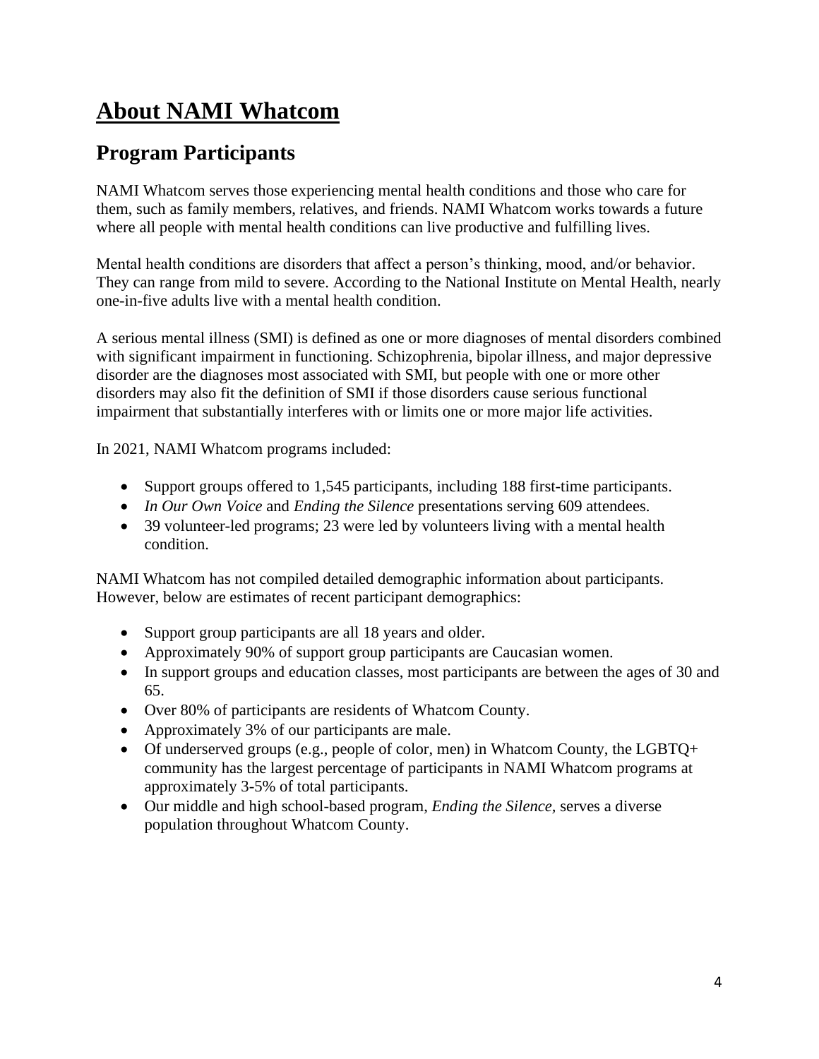# About NAMI Whatcom

## Program Participants

NAMI Whatcom serves those experiencing mental health conditions and those who care for them, such as family members, relatives, and friends. NAMI Whatcom works towards a future where all people with mental health conditions can live productive and fulfilling lives.

Mental health conditions are disorders that affect a person's thinking, mood, and/or behavior. They can range from mild to severe. According to the National Institute on Mental Health, nearly one-in-five adults live with a mental health condition.

A serious mental illness (SMI) is defined as one or more diagnoses of mental disorders combined with significant impairment in functioning. Schizophrenia, bipolar illness, and major depressive disorder are the diagnoses most associated with SMI, but people with one or more other disorders may also fit the definition of SMI if those disorders cause serious functional impairment that substantially interferes with or limits one or more major life activities.

In 2021, NAMI Whatcom programs included:

- Support groups offered to 1,545 participants, including 188 first-time participants.
- *In Our Own Voice* and *Ending the Silence* presentations serving 609 attendees.
- 39 volunteer-led programs; 23 were led by volunteers living with a mental health condition.

NAMI Whatcom has not compiled detailed demographic information about participants. However, below are estimates of recent participant demographics:

- Support group participants are all 18 years and older.
- Approximately 90% of support group participants are Caucasian women.
- In support groups and education classes, most participants are between the ages of 30 and 65.
- Over 80% of participants are residents of Whatcom County.
- Approximately 3% of our participants are male.
- Of underserved groups (e.g., people of color, men) in Whatcom County, the LGBTQ+ community has the largest percentage of participants in NAMI Whatcom programs at approximately 3-5% of total participants.
- Our middle and high school-based program, *Ending the Silence,* serves a diverse population throughout Whatcom County.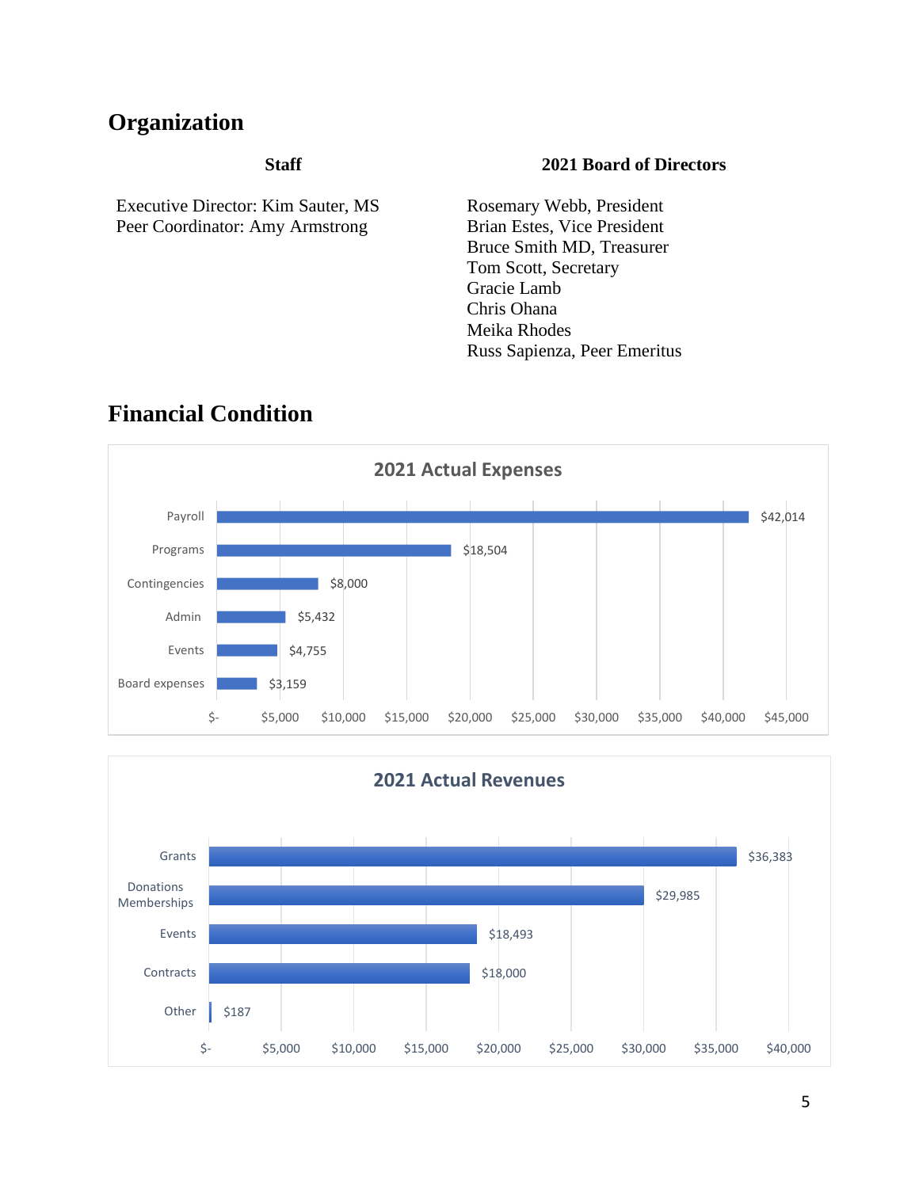# Organization

| Staff | 2021 Board of Directors |
|---|---|
| Executive Director: Kim Sauter, MS | Rosemary Webb, President |
| Peer Coordinator: Amy Armstrong | Brian Estes, Vice President |
| | Bruce Smith MD, Treasurer |
| | Tom Scott, Secretary |
| | Gracie Lamb |
| | Chris Ohana |
| | Meika Rhodes |
| | Russ Sapienza, Peer Emeritus |

# Financial Condition

**2021 Actual Expenses**

| Category | Amount |
|---|---|
| Payroll | $42,014 |
| Programs | $18,504 |
| Contingencies | $8,000 |
| Admin | $5,432 |
| Events | $4,755 |
| Board expenses | $3,159 |

**2021 Actual Revenues**

| Category | Amount |
|---|---|
| Grants | $36,383 |
| Donations Memberships | $29,985 |
| Events | $18,493 |
| Contracts | $18,000 |
| Other | $187 |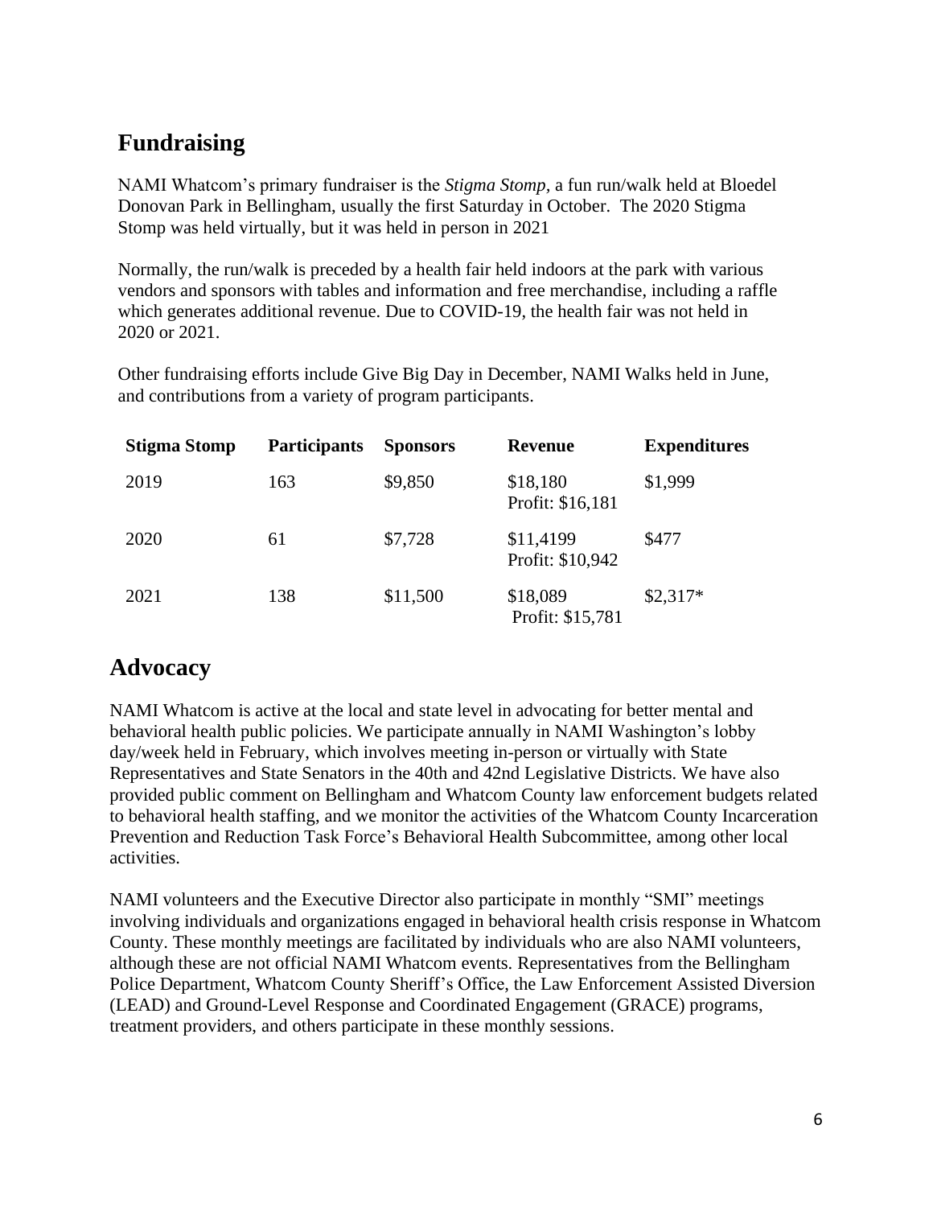## Fundraising

NAMI Whatcom's primary fundraiser is the *Stigma Stomp,* a fun run/walk held at Bloedel Donovan Park in Bellingham, usually the first Saturday in October. The 2020 Stigma Stomp was held virtually, but it was held in person in 2021

Normally, the run/walk is preceded by a health fair held indoors at the park with various vendors and sponsors with tables and information and free merchandise, including a raffle which generates additional revenue. Due to COVID-19, the health fair was not held in 2020 or 2021.

Other fundraising efforts include Give Big Day in December, NAMI Walks held in June, and contributions from a variety of program participants.

| Stigma Stomp | Participants | Sponsors | Revenue | Expenditures |
|---|---|---|---|---|
| 2019 | 163 | $9,850 | $18,180 Profit: $16,181 | $1,999 |
| 2020 | 61 | $7,728 | $11,4199 Profit: $10,942 | $477 |
| 2021 | 138 | $11,500 | $18,089 Profit: $15,781 | $2,317* |

## Advocacy

NAMI Whatcom is active at the local and state level in advocating for better mental and behavioral health public policies. We participate annually in NAMI Washington's lobby day/week held in February, which involves meeting in-person or virtually with State Representatives and State Senators in the 40th and 42nd Legislative Districts. We have also provided public comment on Bellingham and Whatcom County law enforcement budgets related to behavioral health staffing, and we monitor the activities of the Whatcom County Incarceration Prevention and Reduction Task Force's Behavioral Health Subcommittee, among other local activities.

NAMI volunteers and the Executive Director also participate in monthly "SMI" meetings involving individuals and organizations engaged in behavioral health crisis response in Whatcom County. These monthly meetings are facilitated by individuals who are also NAMI volunteers, although these are not official NAMI Whatcom events. Representatives from the Bellingham Police Department, Whatcom County Sheriff's Office, the Law Enforcement Assisted Diversion (LEAD) and Ground-Level Response and Coordinated Engagement (GRACE) programs, treatment providers, and others participate in these monthly sessions.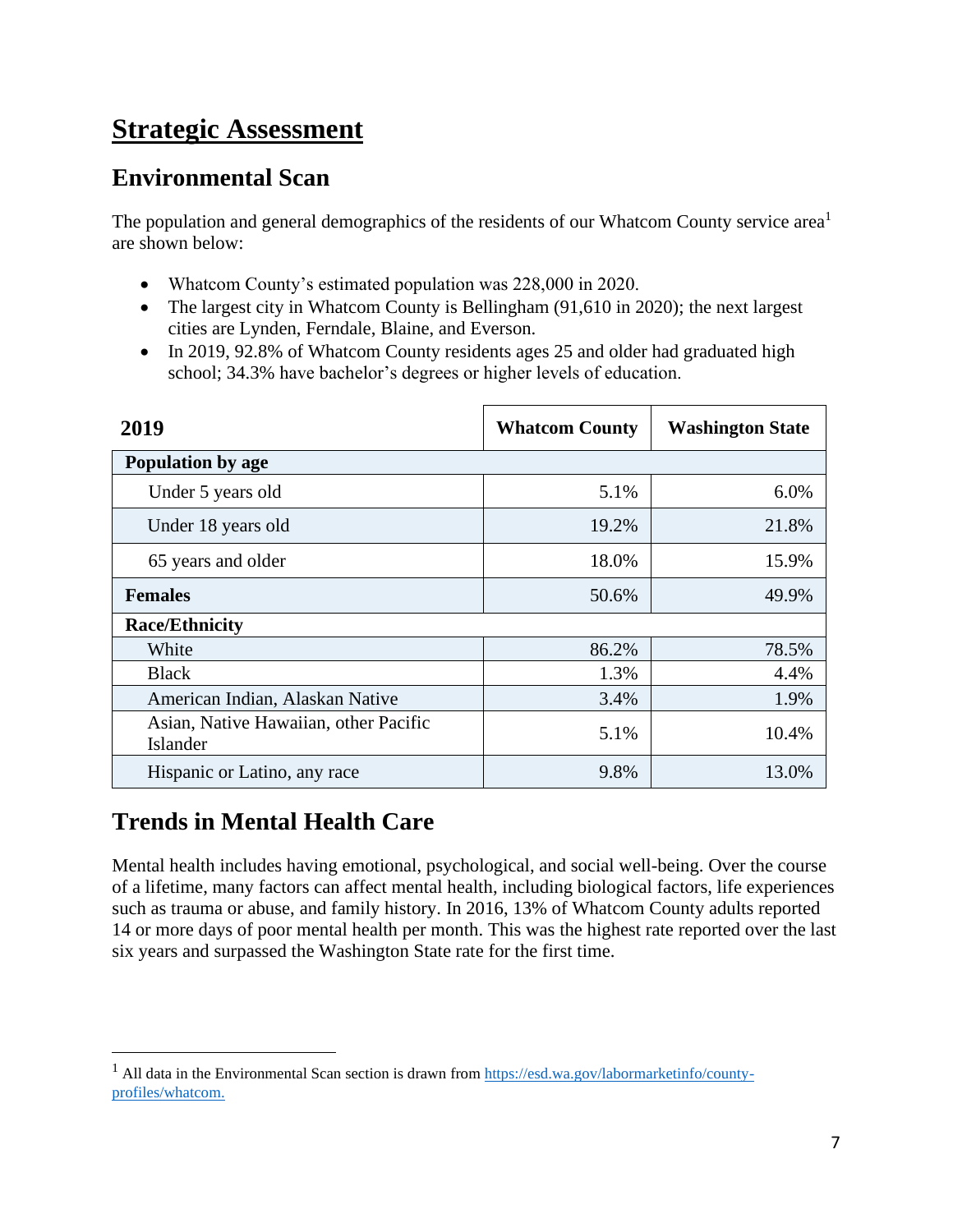# Strategic Assessment

## Environmental Scan

The population and general demographics of the residents of our Whatcom County service area[1] are shown below:

- Whatcom County's estimated population was 228,000 in 2020.
- The largest city in Whatcom County is Bellingham (91,610 in 2020); the next largest cities are Lynden, Ferndale, Blaine, and Everson.
- In 2019, 92.8% of Whatcom County residents ages 25 and older had graduated high school; 34.3% have bachelor's degrees or higher levels of education.

| 2019 | Whatcom County | Washington State |
|---|---|---|
| **Population by age** | | |
| Under 5 years old | 5.1% | 6.0% |
| Under 18 years old | 19.2% | 21.8% |
| 65 years and older | 18.0% | 15.9% |
| **Females** | 50.6% | 49.9% |
| **Race/Ethnicity** | | |
| White | 86.2% | 78.5% |
| Black | 1.3% | 4.4% |
| American Indian, Alaskan Native | 3.4% | 1.9% |
| Asian, Native Hawaiian, other Pacific Islander | 5.1% | 10.4% |
| Hispanic or Latino, any race | 9.8% | 13.0% |

## Trends in Mental Health Care

Mental health includes having emotional, psychological, and social well-being. Over the course of a lifetime, many factors can affect mental health, including biological factors, life experiences such as trauma or abuse, and family history. In 2016, 13% of Whatcom County adults reported 14 or more days of poor mental health per month. This was the highest rate reported over the last six years and surpassed the Washington State rate for the first time.

[1] All data in the Environmental Scan section is drawn from https://esd.wa.gov/labormarketinfo/county-profiles/whatcom.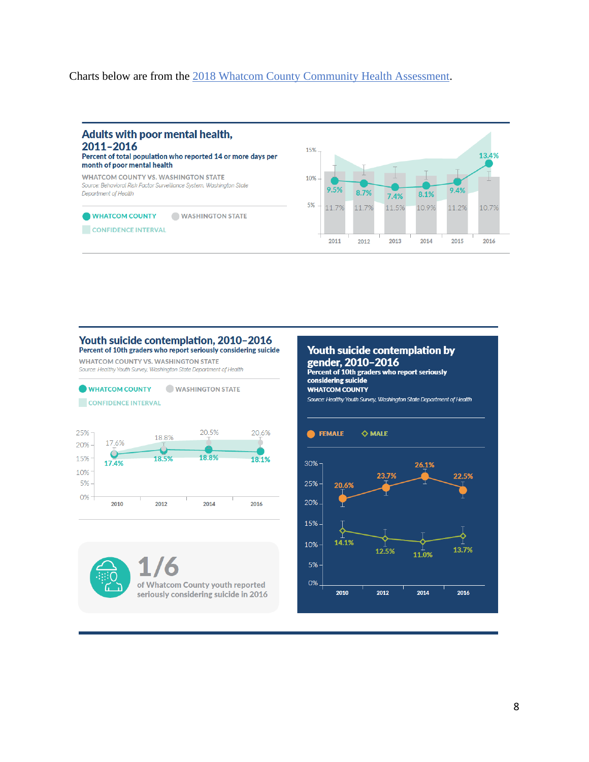Charts below are from the [2018 Whatcom County Community Health Assessment](2018 Whatcom County Community Health Assessment).

## Adults with poor mental health, 2011–2016

**Percent of total population who reported 14 or more days per month of poor mental health**

WHATCOM COUNTY VS. WASHINGTON STATE

*Source: Behavioral Risk Factor Surveillance System, Washington State Department of Health*

WHATCOM COUNTY | WASHINGTON STATE | CONFIDENCE INTERVAL

| Year | Whatcom County | Washington State |
|---|---|---|
| 2011 | 9.5% | 11.7% |
| 2012 | 8.7% | 11.7% |
| 2013 | 7.4% | 11.5% |
| 2014 | 8.1% | 10.9% |
| 2015 | 9.4% | 11.2% |
| 2016 | 13.4% | 10.7% |

## Youth suicide contemplation, 2010–2016

**Percent of 10th graders who report seriously considering suicide**

WHATCOM COUNTY VS. WASHINGTON STATE

*Source: Healthy Youth Survey, Washington State Department of Health*

WHATCOM COUNTY | WASHINGTON STATE | CONFIDENCE INTERVAL

| Year | Whatcom County | Washington State |
|---|---|---|
| 2010 | 17.4% | 17.6% |
| 2012 | 18.5% | 18.8% |
| 2014 | 18.8% | 20.5% |
| 2016 | 18.1% | 20.6% |

**1/6** of Whatcom County youth reported seriously considering suicide in 2016

## Youth suicide contemplation by gender, 2010–2016

**Percent of 10th graders who report seriously considering suicide**

**WHATCOM COUNTY**

*Source: Healthy Youth Survey, Washington State Department of Health*

FEMALE | MALE

| Year | Female | Male |
|---|---|---|
| 2010 | 20.6% | 14.1% |
| 2012 | 23.7% | 12.5% |
| 2014 | 26.1% | 11.0% |
| 2016 | 22.5% | 13.7% |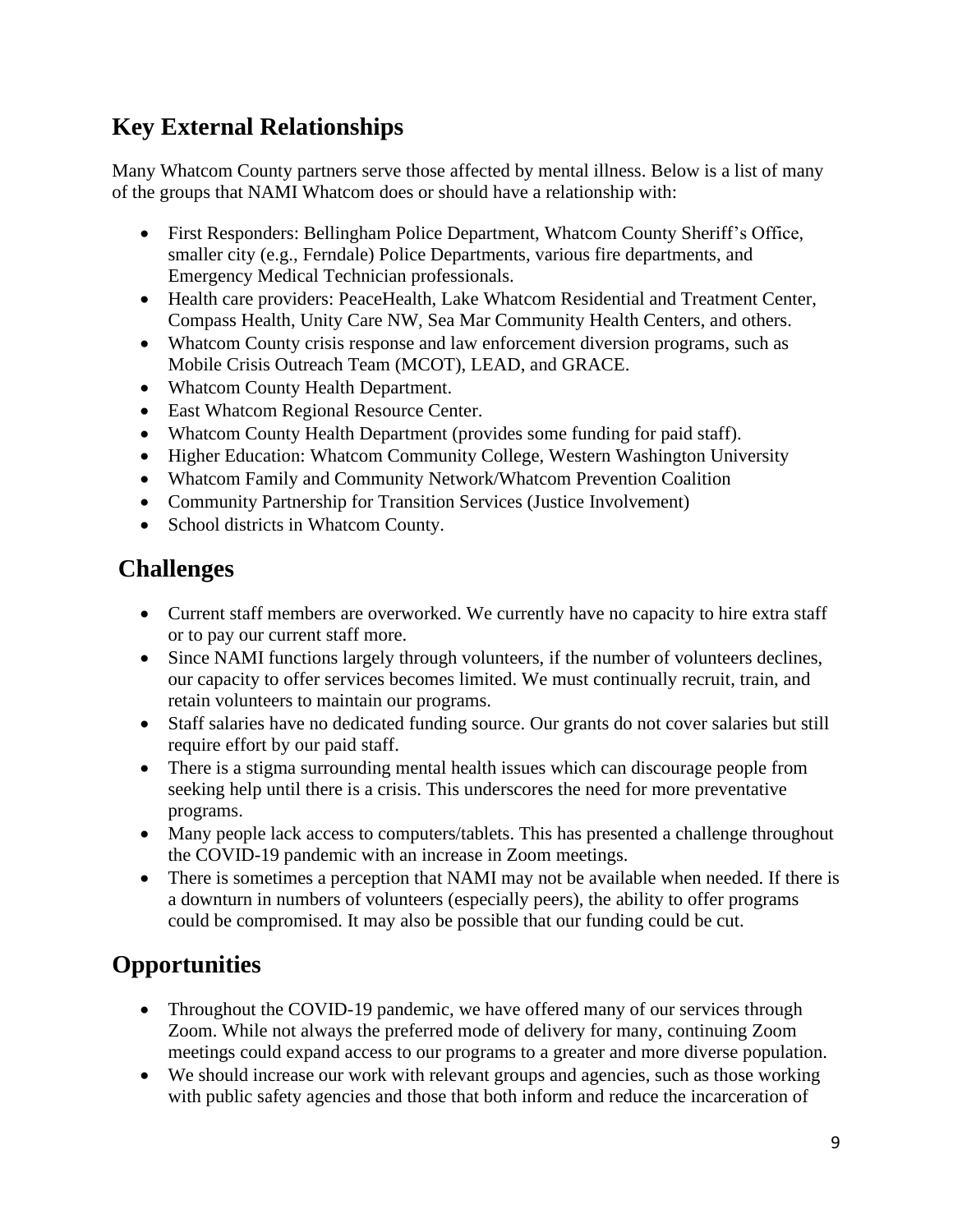## Key External Relationships

Many Whatcom County partners serve those affected by mental illness. Below is a list of many of the groups that NAMI Whatcom does or should have a relationship with:

- First Responders: Bellingham Police Department, Whatcom County Sheriff's Office, smaller city (e.g., Ferndale) Police Departments, various fire departments, and Emergency Medical Technician professionals.
- Health care providers: PeaceHealth, Lake Whatcom Residential and Treatment Center, Compass Health, Unity Care NW, Sea Mar Community Health Centers, and others.
- Whatcom County crisis response and law enforcement diversion programs, such as Mobile Crisis Outreach Team (MCOT), LEAD, and GRACE.
- Whatcom County Health Department.
- East Whatcom Regional Resource Center.
- Whatcom County Health Department (provides some funding for paid staff).
- Higher Education: Whatcom Community College, Western Washington University
- Whatcom Family and Community Network/Whatcom Prevention Coalition
- Community Partnership for Transition Services (Justice Involvement)
- School districts in Whatcom County.

## Challenges

- Current staff members are overworked. We currently have no capacity to hire extra staff or to pay our current staff more.
- Since NAMI functions largely through volunteers, if the number of volunteers declines, our capacity to offer services becomes limited. We must continually recruit, train, and retain volunteers to maintain our programs.
- Staff salaries have no dedicated funding source. Our grants do not cover salaries but still require effort by our paid staff.
- There is a stigma surrounding mental health issues which can discourage people from seeking help until there is a crisis. This underscores the need for more preventative programs.
- Many people lack access to computers/tablets. This has presented a challenge throughout the COVID-19 pandemic with an increase in Zoom meetings.
- There is sometimes a perception that NAMI may not be available when needed. If there is a downturn in numbers of volunteers (especially peers), the ability to offer programs could be compromised. It may also be possible that our funding could be cut.

## Opportunities

- Throughout the COVID-19 pandemic, we have offered many of our services through Zoom. While not always the preferred mode of delivery for many, continuing Zoom meetings could expand access to our programs to a greater and more diverse population.
- We should increase our work with relevant groups and agencies, such as those working with public safety agencies and those that both inform and reduce the incarceration of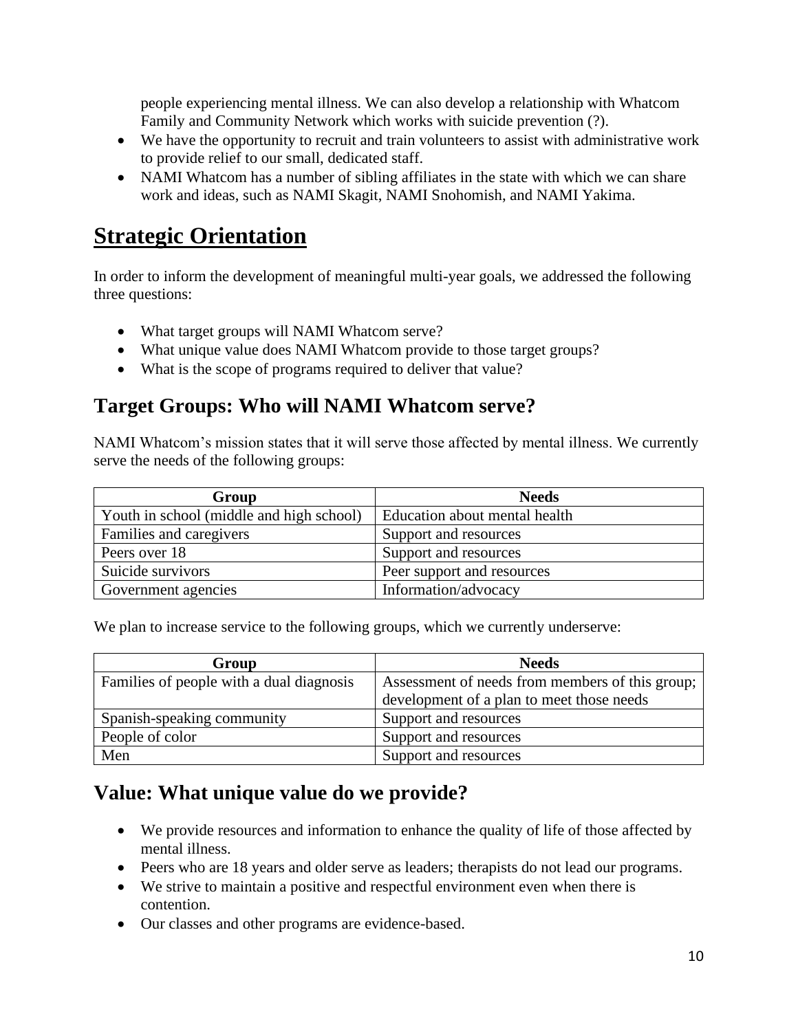people experiencing mental illness. We can also develop a relationship with Whatcom Family and Community Network which works with suicide prevention (?).

- We have the opportunity to recruit and train volunteers to assist with administrative work to provide relief to our small, dedicated staff.
- NAMI Whatcom has a number of sibling affiliates in the state with which we can share work and ideas, such as NAMI Skagit, NAMI Snohomish, and NAMI Yakima.

# Strategic Orientation

In order to inform the development of meaningful multi-year goals, we addressed the following three questions:

- What target groups will NAMI Whatcom serve?
- What unique value does NAMI Whatcom provide to those target groups?
- What is the scope of programs required to deliver that value?

## Target Groups: Who will NAMI Whatcom serve?

NAMI Whatcom's mission states that it will serve those affected by mental illness. We currently serve the needs of the following groups:

| Group | Needs |
|---|---|
| Youth in school (middle and high school) | Education about mental health |
| Families and caregivers | Support and resources |
| Peers over 18 | Support and resources |
| Suicide survivors | Peer support and resources |
| Government agencies | Information/advocacy |

We plan to increase service to the following groups, which we currently underserve:

| Group | Needs |
|---|---|
| Families of people with a dual diagnosis | Assessment of needs from members of this group; development of a plan to meet those needs |
| Spanish-speaking community | Support and resources |
| People of color | Support and resources |
| Men | Support and resources |

## Value: What unique value do we provide?

- We provide resources and information to enhance the quality of life of those affected by mental illness.
- Peers who are 18 years and older serve as leaders; therapists do not lead our programs.
- We strive to maintain a positive and respectful environment even when there is contention.
- Our classes and other programs are evidence-based.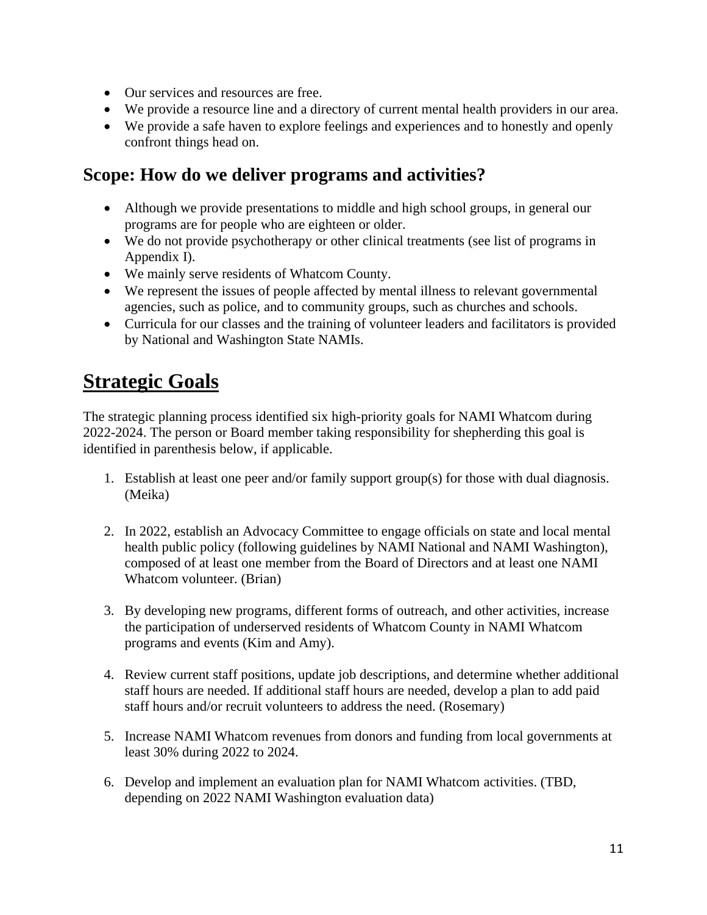- Our services and resources are free.
- We provide a resource line and a directory of current mental health providers in our area.
- We provide a safe haven to explore feelings and experiences and to honestly and openly confront things head on.

## Scope: How do we deliver programs and activities?

- Although we provide presentations to middle and high school groups, in general our programs are for people who are eighteen or older.
- We do not provide psychotherapy or other clinical treatments (see list of programs in Appendix I).
- We mainly serve residents of Whatcom County.
- We represent the issues of people affected by mental illness to relevant governmental agencies, such as police, and to community groups, such as churches and schools.
- Curricula for our classes and the training of volunteer leaders and facilitators is provided by National and Washington State NAMIs.

# Strategic Goals

The strategic planning process identified six high-priority goals for NAMI Whatcom during 2022-2024. The person or Board member taking responsibility for shepherding this goal is identified in parenthesis below, if applicable.

1. Establish at least one peer and/or family support group(s) for those with dual diagnosis. (Meika)

2. In 2022, establish an Advocacy Committee to engage officials on state and local mental health public policy (following guidelines by NAMI National and NAMI Washington), composed of at least one member from the Board of Directors and at least one NAMI Whatcom volunteer. (Brian)

3. By developing new programs, different forms of outreach, and other activities, increase the participation of underserved residents of Whatcom County in NAMI Whatcom programs and events (Kim and Amy).

4. Review current staff positions, update job descriptions, and determine whether additional staff hours are needed. If additional staff hours are needed, develop a plan to add paid staff hours and/or recruit volunteers to address the need. (Rosemary)

5. Increase NAMI Whatcom revenues from donors and funding from local governments at least 30% during 2022 to 2024.

6. Develop and implement an evaluation plan for NAMI Whatcom activities. (TBD, depending on 2022 NAMI Washington evaluation data)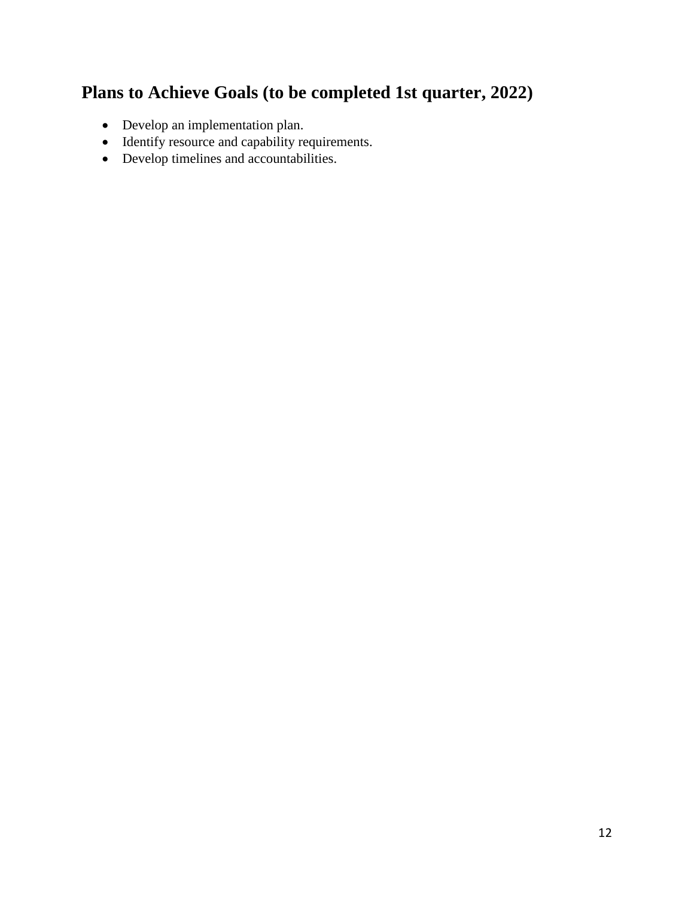## Plans to Achieve Goals (to be completed 1st quarter, 2022)

- Develop an implementation plan.
- Identify resource and capability requirements.
- Develop timelines and accountabilities.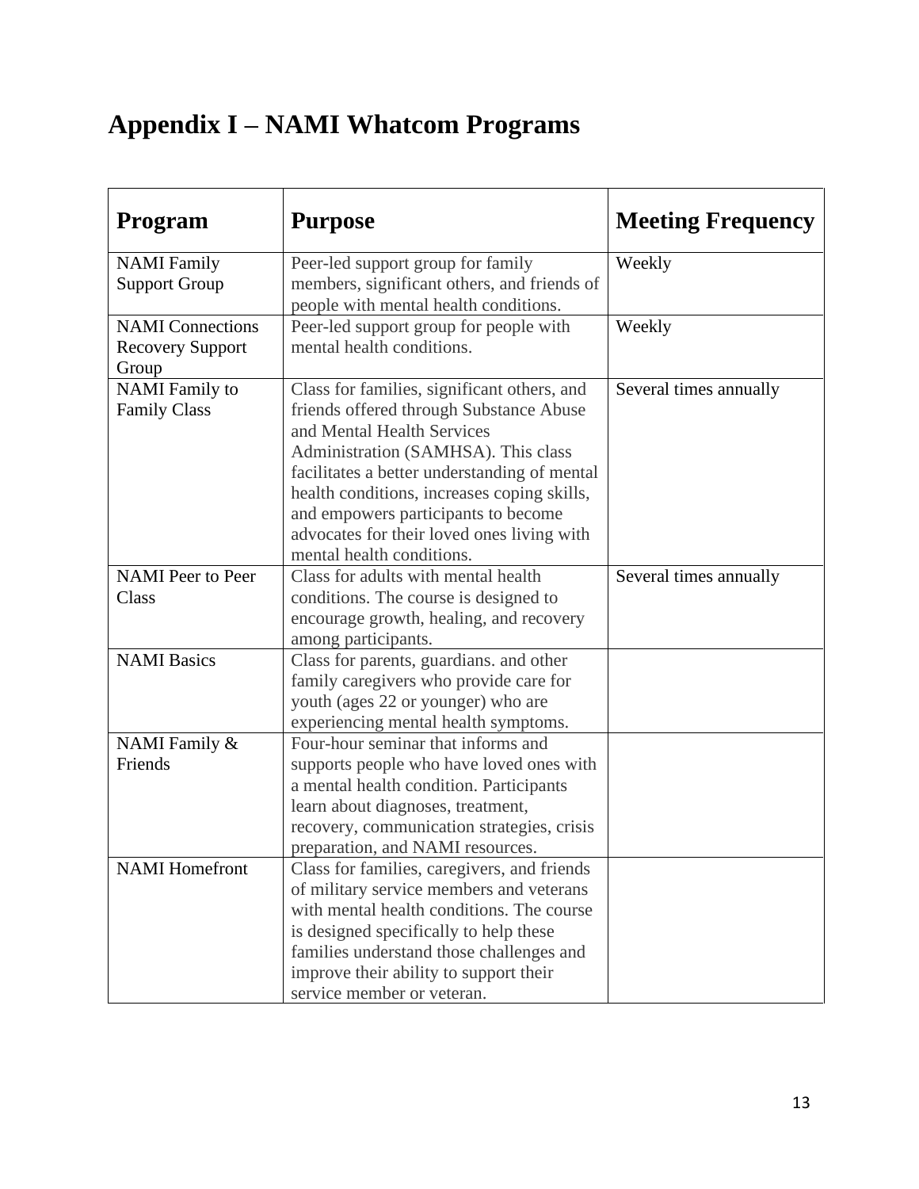# Appendix I – NAMI Whatcom Programs

| Program | Purpose | Meeting Frequency |
|---|---|---|
| NAMI Family Support Group | Peer-led support group for family members, significant others, and friends of people with mental health conditions. | Weekly |
| NAMI Connections Recovery Support Group | Peer-led support group for people with mental health conditions. | Weekly |
| NAMI Family to Family Class | Class for families, significant others, and friends offered through Substance Abuse and Mental Health Services Administration (SAMHSA). This class facilitates a better understanding of mental health conditions, increases coping skills, and empowers participants to become advocates for their loved ones living with mental health conditions. | Several times annually |
| NAMI Peer to Peer Class | Class for adults with mental health conditions. The course is designed to encourage growth, healing, and recovery among participants. | Several times annually |
| NAMI Basics | Class for parents, guardians. and other family caregivers who provide care for youth (ages 22 or younger) who are experiencing mental health symptoms. | |
| NAMI Family & Friends | Four-hour seminar that informs and supports people who have loved ones with a mental health condition. Participants learn about diagnoses, treatment, recovery, communication strategies, crisis preparation, and NAMI resources. | |
| NAMI Homefront | Class for families, caregivers, and friends of military service members and veterans with mental health conditions. The course is designed specifically to help these families understand those challenges and improve their ability to support their service member or veteran. | |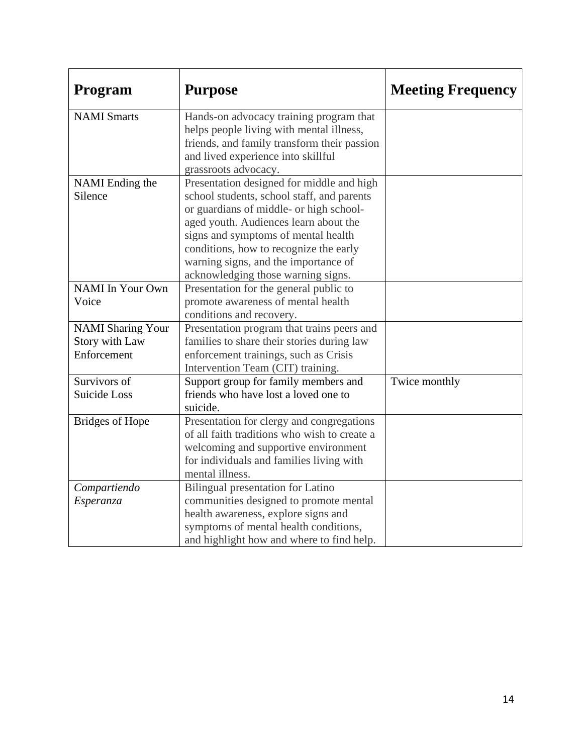| Program | Purpose | Meeting Frequency |
| --- | --- | --- |
| NAMI Smarts | Hands-on advocacy training program that helps people living with mental illness, friends, and family transform their passion and lived experience into skillful grassroots advocacy. | |
| NAMI Ending the Silence | Presentation designed for middle and high school students, school staff, and parents or guardians of middle- or high school-aged youth. Audiences learn about the signs and symptoms of mental health conditions, how to recognize the early warning signs, and the importance of acknowledging those warning signs. | |
| NAMI In Your Own Voice | Presentation for the general public to promote awareness of mental health conditions and recovery. | |
| NAMI Sharing Your Story with Law Enforcement | Presentation program that trains peers and families to share their stories during law enforcement trainings, such as Crisis Intervention Team (CIT) training. | |
| Survivors of Suicide Loss | Support group for family members and friends who have lost a loved one to suicide. | Twice monthly |
| Bridges of Hope | Presentation for clergy and congregations of all faith traditions who wish to create a welcoming and supportive environment for individuals and families living with mental illness. | |
| *Compartiendo Esperanza* | Bilingual presentation for Latino communities designed to promote mental health awareness, explore signs and symptoms of mental health conditions, and highlight how and where to find help. | |